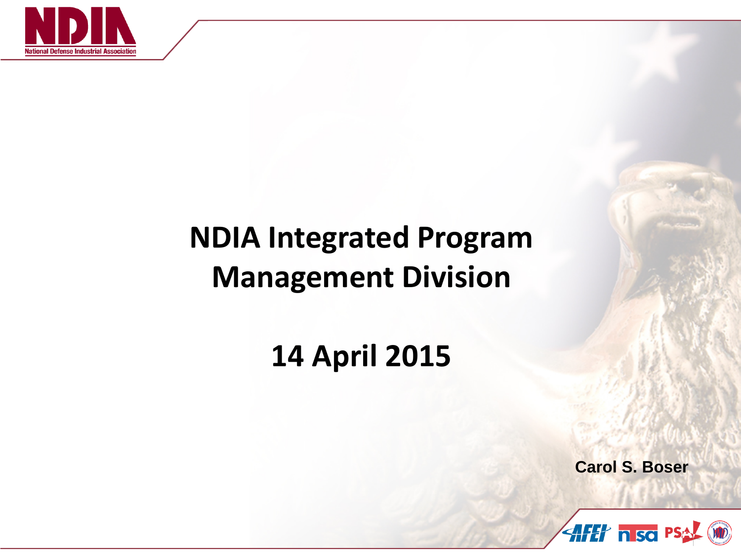# NDIA Integrated Program Management Division

## 14 April 2015

**Carol S. Boser**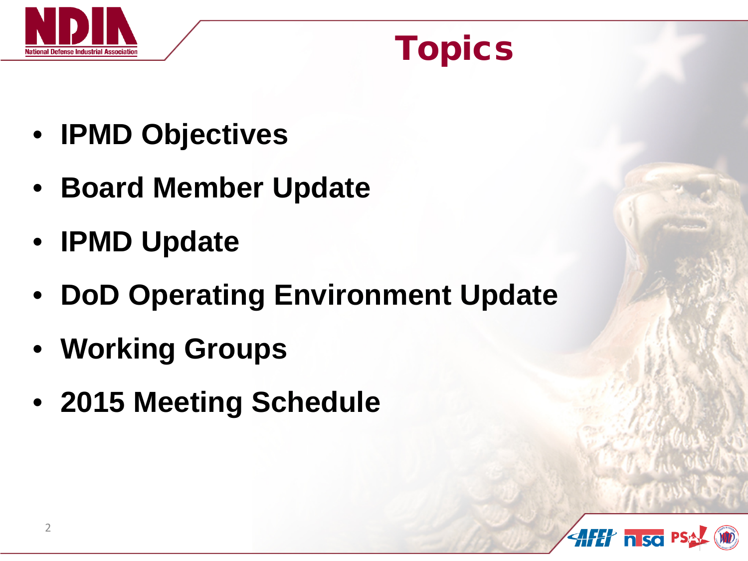# Topics

- **IPMD Objectives**
- **Board Member Update**
- **IPMD Update**
- **DoD Operating Environment Update**
- **Working Groups**
- **2015 Meeting Schedule**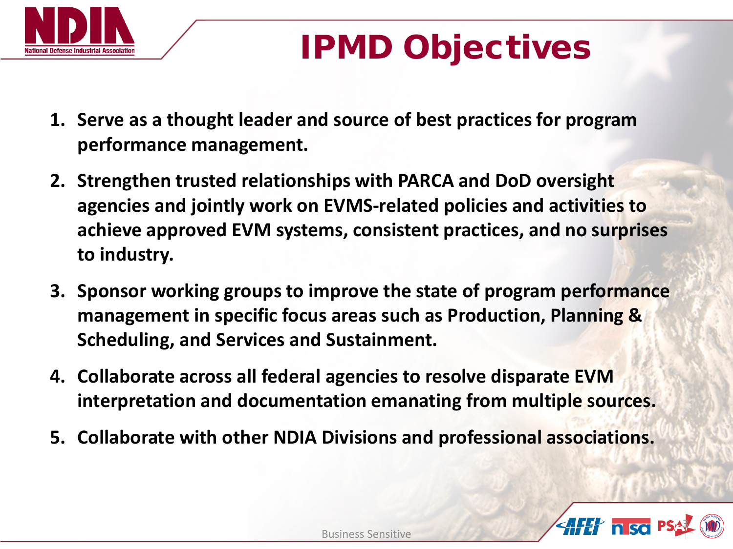# IPMD Objectives

1. **Serve as a thought leader and source of best practices for program performance management.**
2. **Strengthen trusted relationships with PARCA and DoD oversight agencies and jointly work on EVMS-related policies and activities to achieve approved EVM systems, consistent practices, and no surprises to industry.**
3. **Sponsor working groups to improve the state of program performance management in specific focus areas such as Production, Planning & Scheduling, and Services and Sustainment.**
4. **Collaborate across all federal agencies to resolve disparate EVM interpretation and documentation emanating from multiple sources.**
5. **Collaborate with other NDIA Divisions and professional associations.**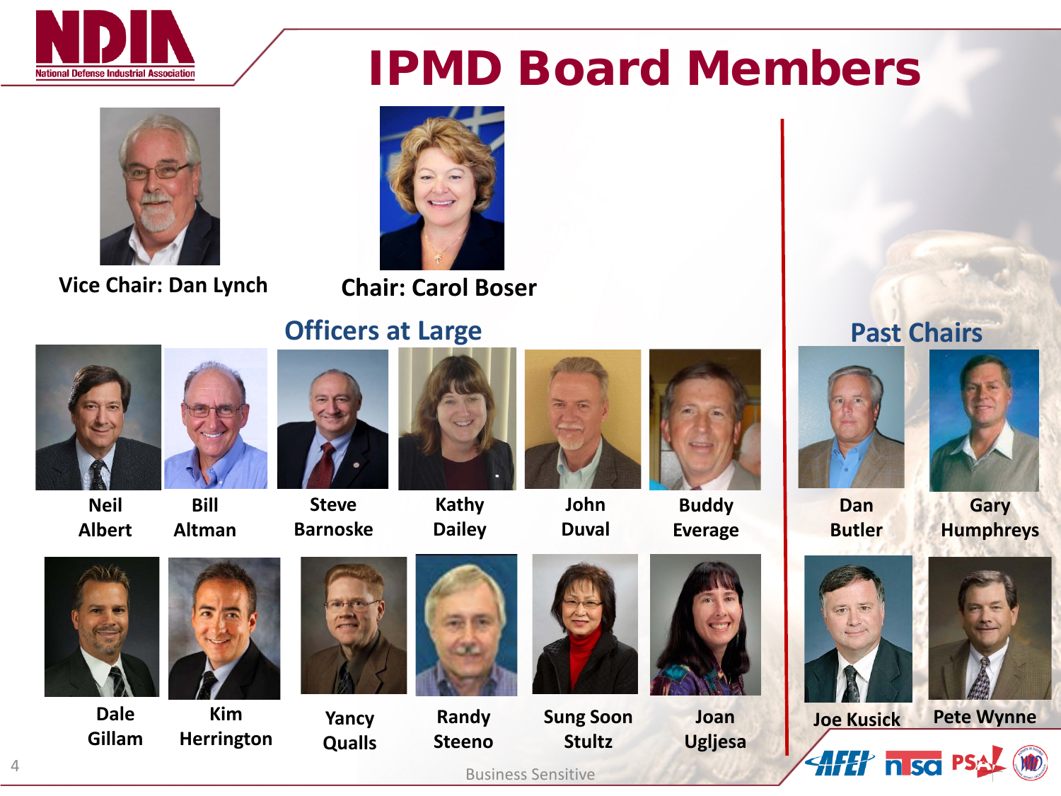# IPMD Board Members

Vice Chair: Dan Lynch

Chair: Carol Boser

## Officers at Large

- Neil Albert
- Bill Altman
- Steve Barnoske
- Kathy Dailey
- John Duval
- Buddy Everage
- Dale Gillam
- Kim Herrington
- Yancy Qualls
- Randy Steeno
- Sung Soon Stultz
- Joan Ugljesa

## Past Chairs

- Dan Butler
- Gary Humphreys
- Joe Kusick
- Pete Wynne

Business Sensitive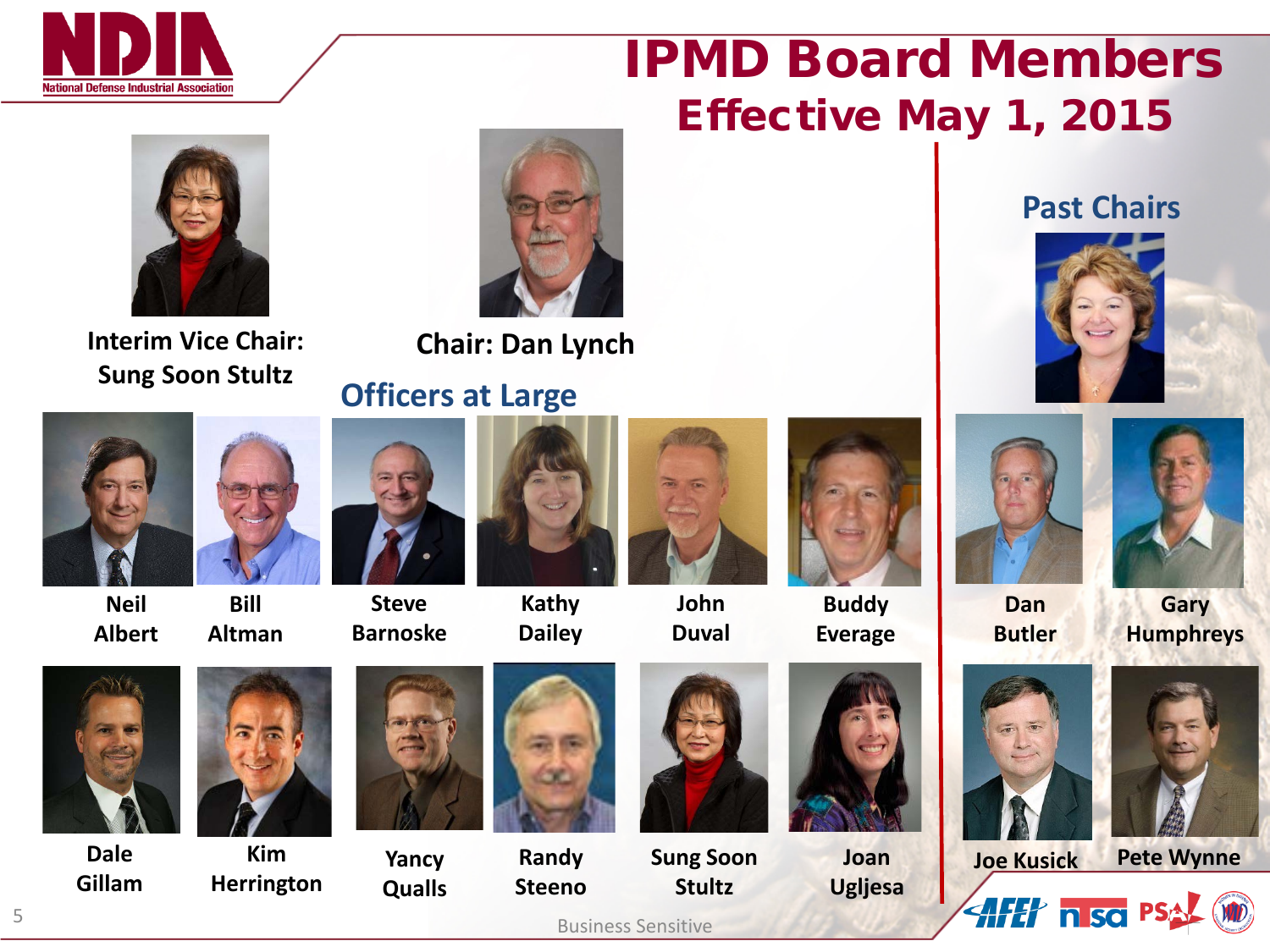# IPMD Board Members

## Effective May 1, 2015

Interim Vice Chair: Sung Soon Stultz

Chair: Dan Lynch

### Officers at Large

Neil Albert

Bill Altman

Steve Barnoske

Kathy Dailey

John Duval

Buddy Everage

Dale Gillam

Kim Herrington

Yancy Qualls

Randy Steeno

Sung Soon Stultz

Joan Ugljesa

### Past Chairs

Dan Butler

Gary Humphreys

Joe Kusick

Pete Wynne

Business Sensitive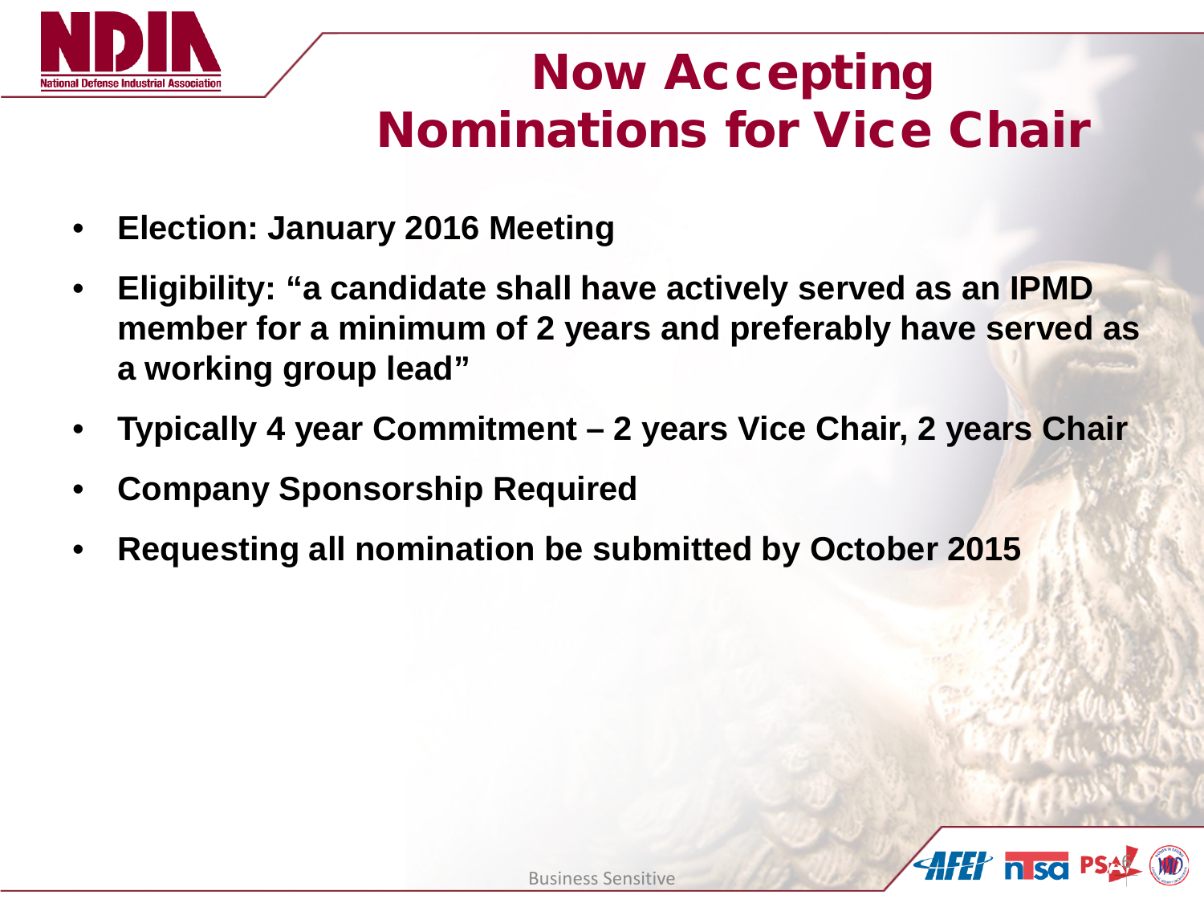# Now Accepting Nominations for Vice Chair

- **Election: January 2016 Meeting**
- **Eligibility: "a candidate shall have actively served as an IPMD member for a minimum of 2 years and preferably have served as a working group lead"**
- **Typically 4 year Commitment – 2 years Vice Chair, 2 years Chair**
- **Company Sponsorship Required**
- **Requesting all nomination be submitted by October 2015**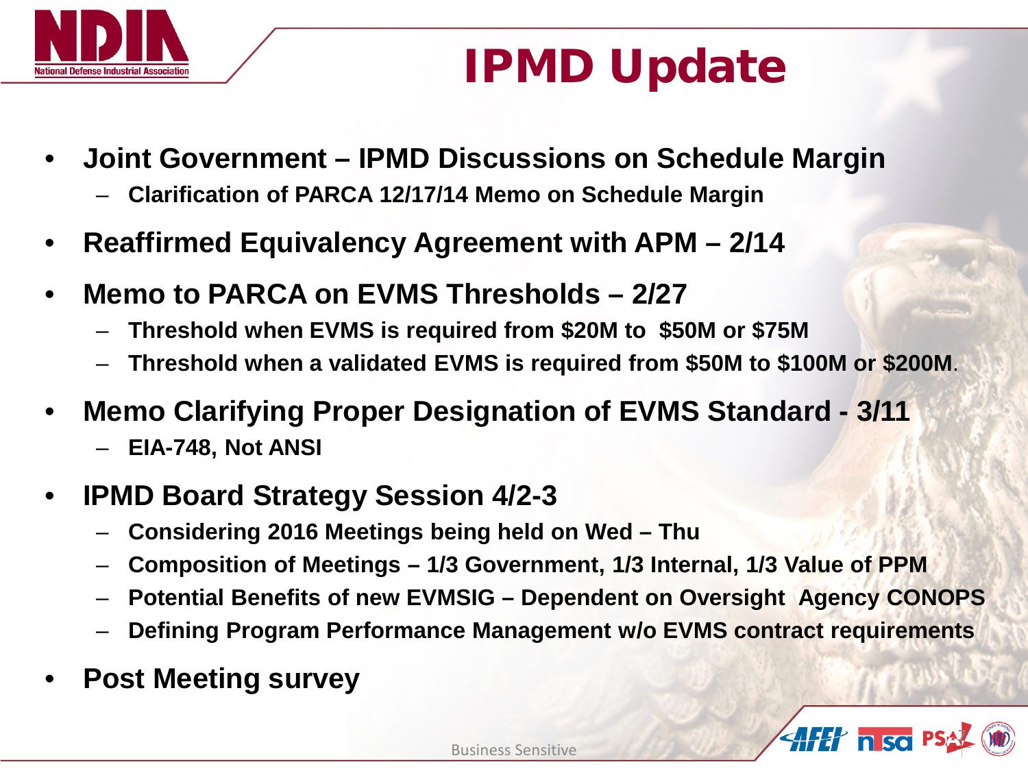# IPMD Update

- **Joint Government – IPMD Discussions on Schedule Margin**
  - **Clarification of PARCA 12/17/14 Memo on Schedule Margin**
- **Reaffirmed Equivalency Agreement with APM – 2/14**
- **Memo to PARCA on EVMS Thresholds – 2/27**
  - **Threshold when EVMS is required from $20M to $50M or $75M**
  - **Threshold when a validated EVMS is required from $50M to $100M or $200M**.
- **Memo Clarifying Proper Designation of EVMS Standard - 3/11**
  - **EIA-748, Not ANSI**
- **IPMD Board Strategy Session 4/2-3**
  - **Considering 2016 Meetings being held on Wed – Thu**
  - **Composition of Meetings – 1/3 Government, 1/3 Internal, 1/3 Value of PPM**
  - **Potential Benefits of new EVMSIG – Dependent on Oversight Agency CONOPS**
  - **Defining Program Performance Management w/o EVMS contract requirements**
- **Post Meeting survey**

Business Sensitive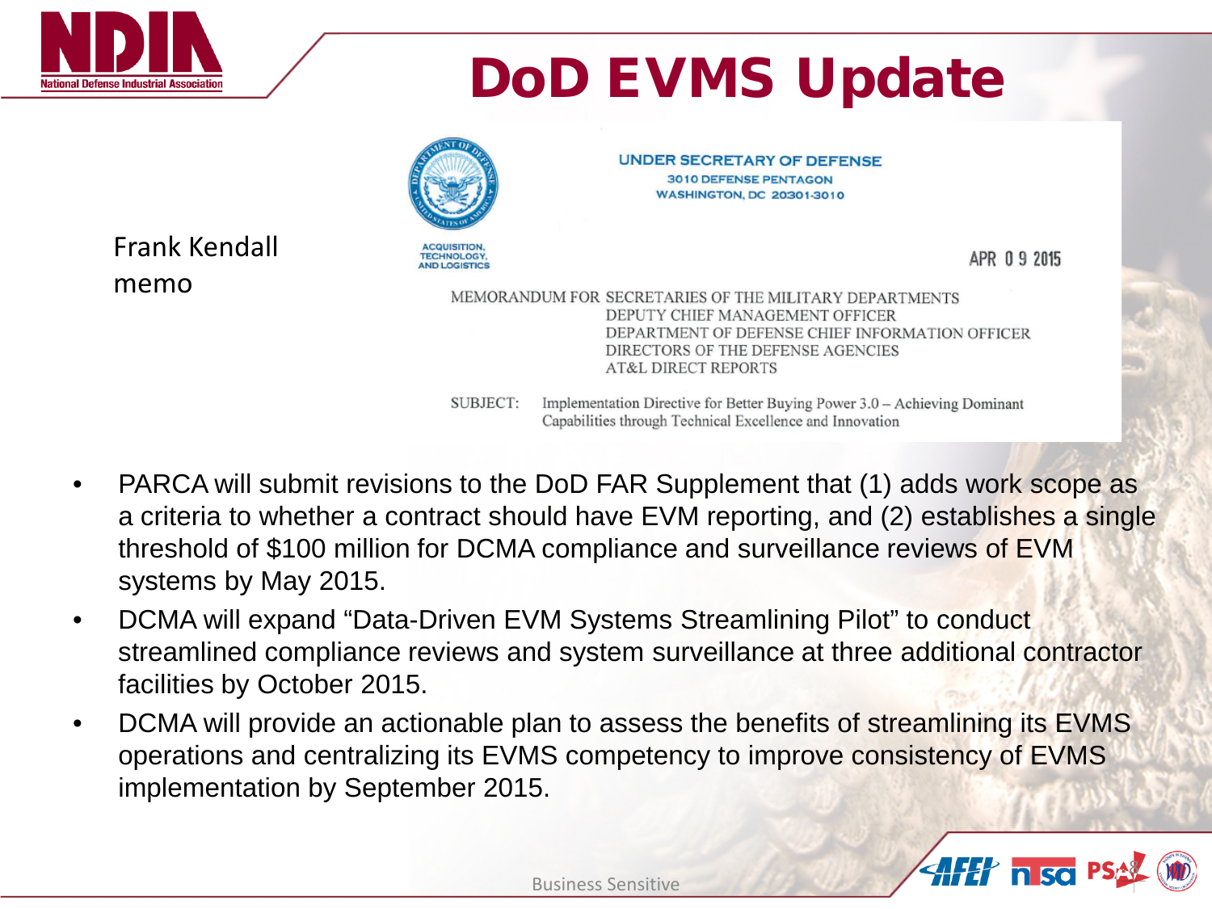# DoD EVMS Update

Frank Kendall memo

UNDER SECRETARY OF DEFENSE
3010 DEFENSE PENTAGON
WASHINGTON, DC 20301-3010

ACQUISITION, TECHNOLOGY, AND LOGISTICS

APR 0 9 2015

MEMORANDUM FOR SECRETARIES OF THE MILITARY DEPARTMENTS
DEPUTY CHIEF MANAGEMENT OFFICER
DEPARTMENT OF DEFENSE CHIEF INFORMATION OFFICER
DIRECTORS OF THE DEFENSE AGENCIES
AT&L DIRECT REPORTS

SUBJECT: Implementation Directive for Better Buying Power 3.0 – Achieving Dominant Capabilities through Technical Excellence and Innovation

- PARCA will submit revisions to the DoD FAR Supplement that (1) adds work scope as a criteria to whether a contract should have EVM reporting, and (2) establishes a single threshold of $100 million for DCMA compliance and surveillance reviews of EVM systems by May 2015.
- DCMA will expand "Data-Driven EVM Systems Streamlining Pilot" to conduct streamlined compliance reviews and system surveillance at three additional contractor facilities by October 2015.
- DCMA will provide an actionable plan to assess the benefits of streamlining its EVMS operations and centralizing its EVMS competency to improve consistency of EVMS implementation by September 2015.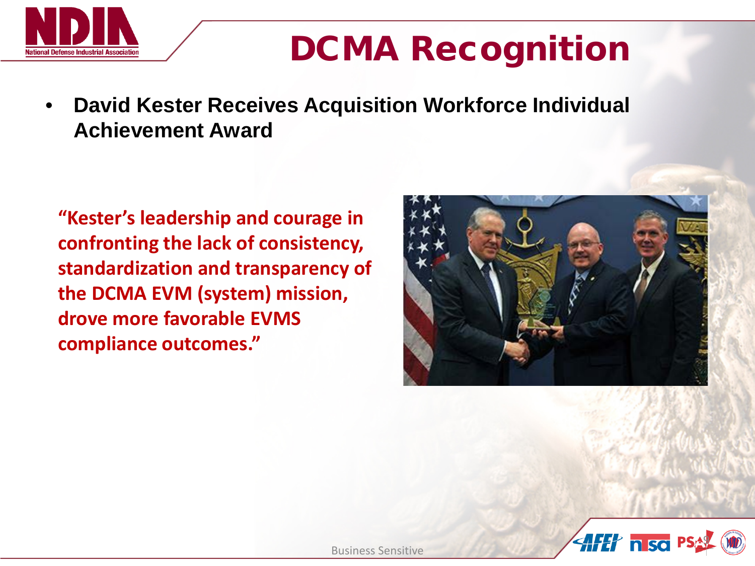# DCMA Recognition

- **David Kester Receives Acquisition Workforce Individual Achievement Award**

**"Kester's leadership and courage in confronting the lack of consistency, standardization and transparency of the DCMA EVM (system) mission, drove more favorable EVMS compliance outcomes."**

Business Sensitive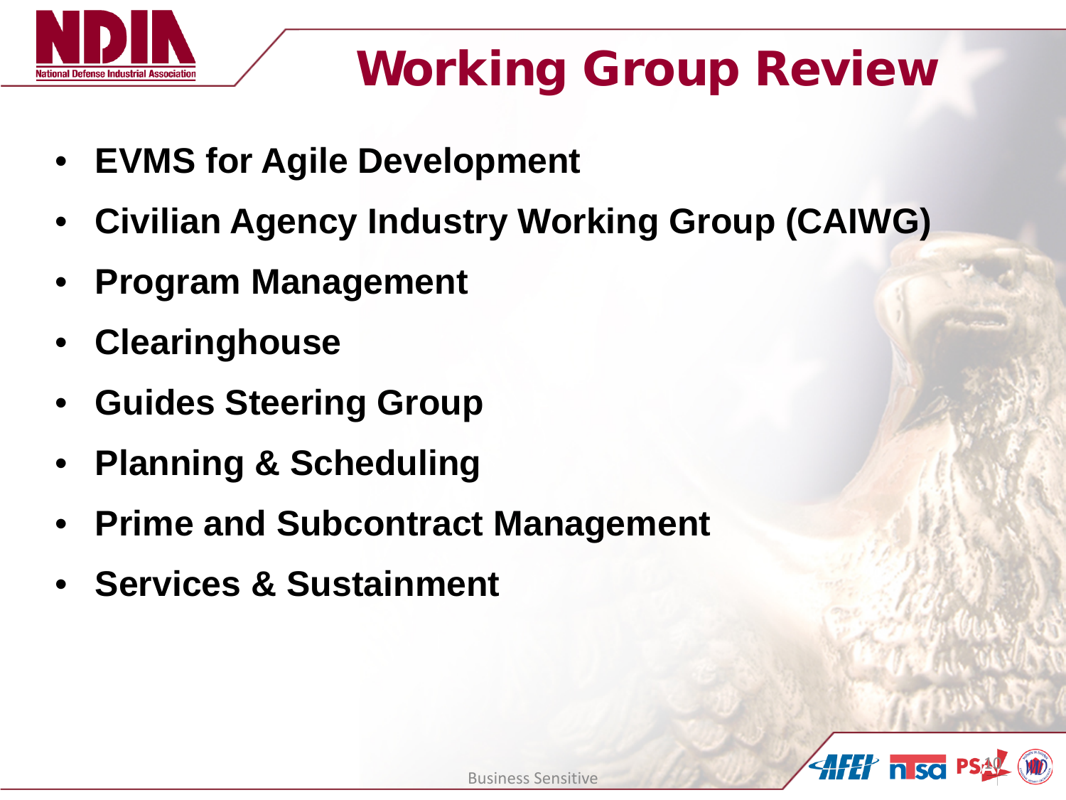# Working Group Review

- **EVMS for Agile Development**
- **Civilian Agency Industry Working Group (CAIWG)**
- **Program Management**
- **Clearinghouse**
- **Guides Steering Group**
- **Planning & Scheduling**
- **Prime and Subcontract Management**
- **Services & Sustainment**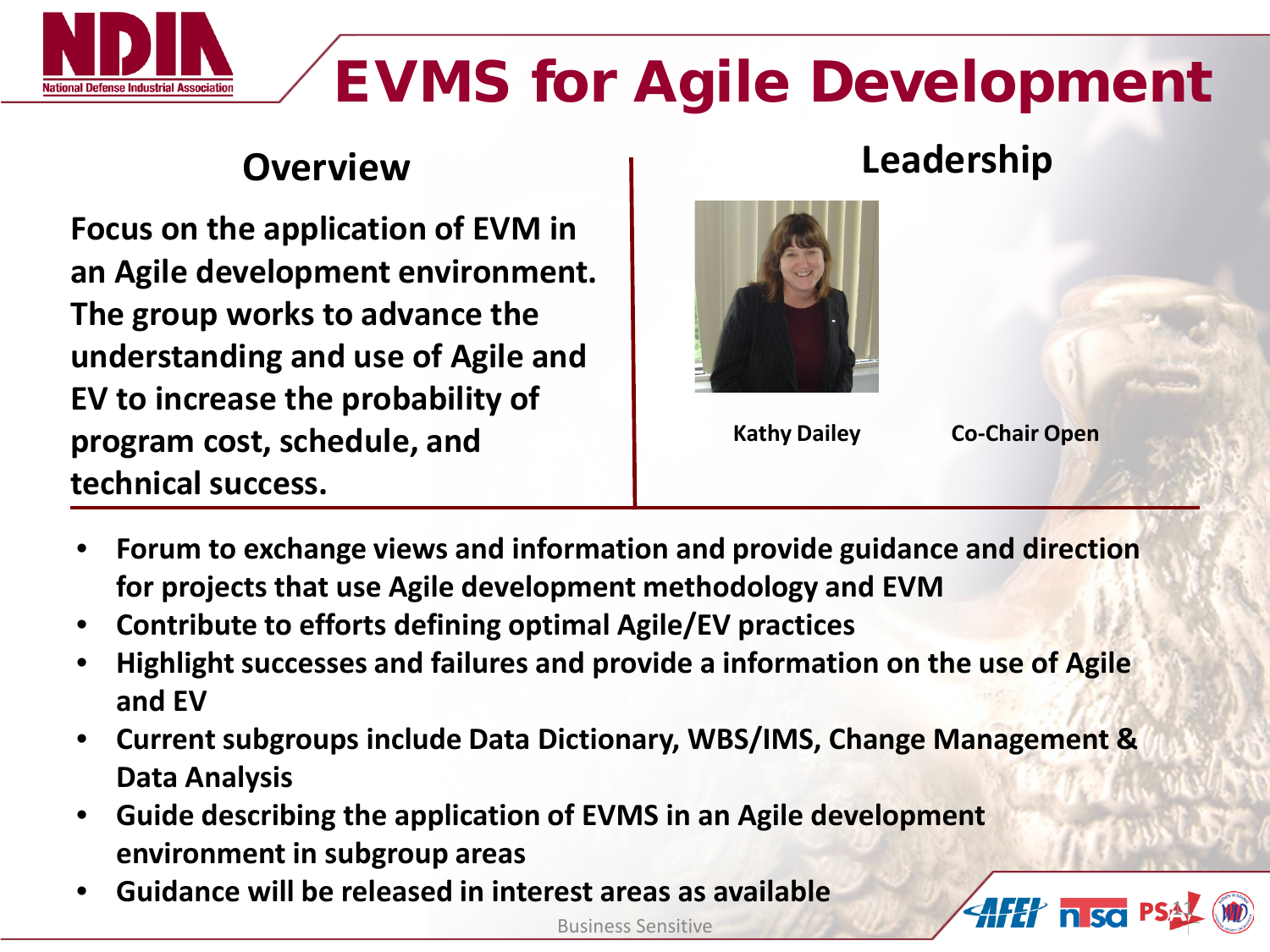# EVMS for Agile Development

## Overview

**Focus on the application of EVM in an Agile development environment. The group works to advance the understanding and use of Agile and EV to increase the probability of program cost, schedule, and technical success.**

## Leadership

**Kathy Dailey**

**Co-Chair Open**

- **Forum to exchange views and information and provide guidance and direction for projects that use Agile development methodology and EVM**
- **Contribute to efforts defining optimal Agile/EV practices**
- **Highlight successes and failures and provide a information on the use of Agile and EV**
- **Current subgroups include Data Dictionary, WBS/IMS, Change Management & Data Analysis**
- **Guide describing the application of EVMS in an Agile development environment in subgroup areas**
- **Guidance will be released in interest areas as available**

Business Sensitive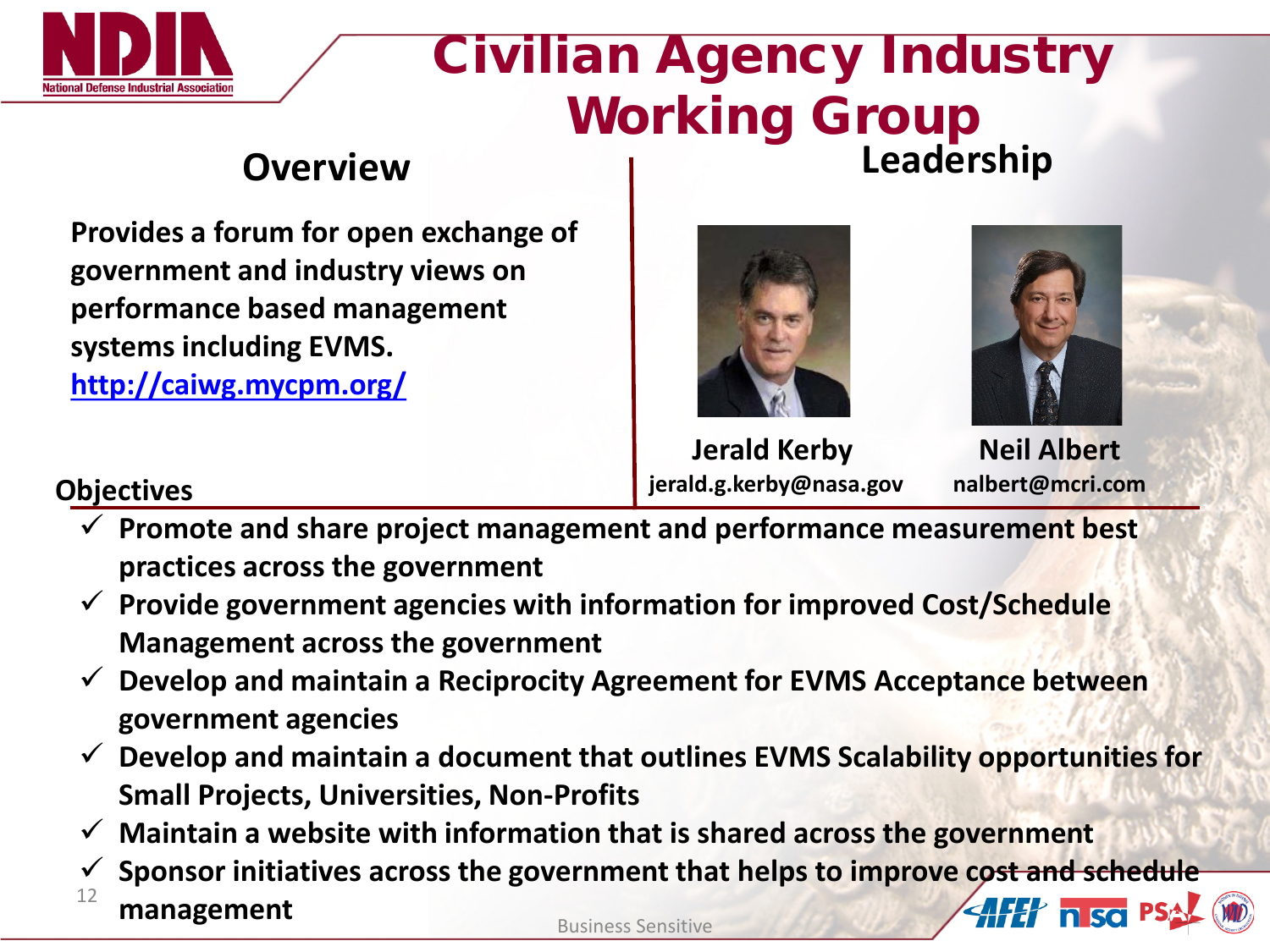# Civilian Agency Industry Working Group

## Overview

**Provides a forum for open exchange of government and industry views on performance based management systems including EVMS.**
**http://caiwg.mycpm.org/**

## Leadership

**Jerald Kerby**
**jerald.g.kerby@nasa.gov**

**Neil Albert**
**nalbert@mcri.com**

## Objectives

- ✓ **Promote and share project management and performance measurement best practices across the government**
- ✓ **Provide government agencies with information for improved Cost/Schedule Management across the government**
- ✓ **Develop and maintain a Reciprocity Agreement for EVMS Acceptance between government agencies**
- ✓ **Develop and maintain a document that outlines EVMS Scalability opportunities for Small Projects, Universities, Non-Profits**
- ✓ **Maintain a website with information that is shared across the government**
- ✓ **Sponsor initiatives across the government that helps to improve cost and schedule management**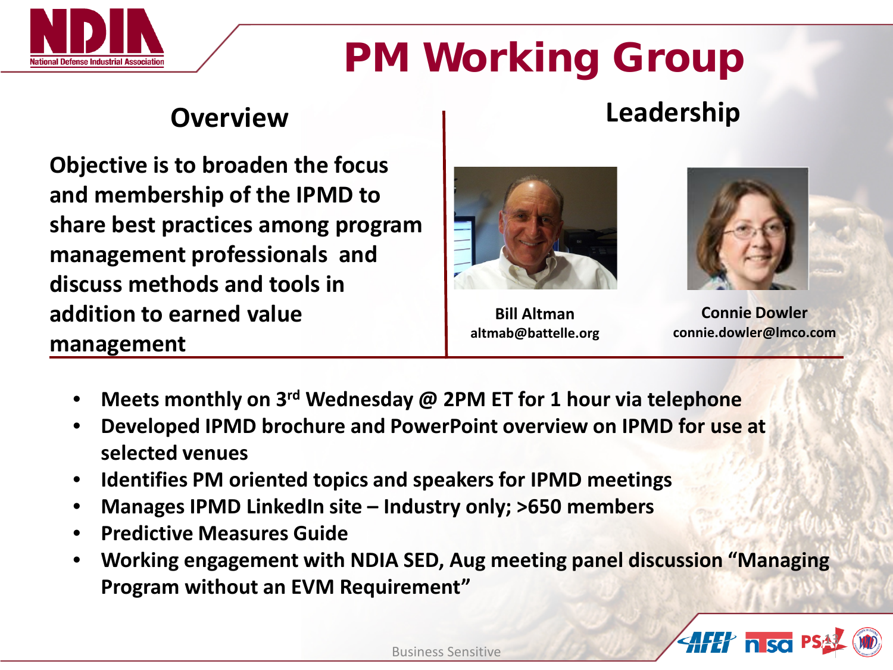# PM Working Group

## Overview

**Objective is to broaden the focus and membership of the IPMD to share best practices among program management professionals and discuss methods and tools in addition to earned value management**

## Leadership

**Bill Altman**
**altmab@battelle.org**

**Connie Dowler**
**connie.dowler@lmco.com**

- **Meets monthly on 3rd Wednesday @ 2PM ET for 1 hour via telephone**
- **Developed IPMD brochure and PowerPoint overview on IPMD for use at selected venues**
- **Identifies PM oriented topics and speakers for IPMD meetings**
- **Manages IPMD LinkedIn site – Industry only; >650 members**
- **Predictive Measures Guide**
- **Working engagement with NDIA SED, Aug meeting panel discussion "Managing Program without an EVM Requirement"**

Business Sensitive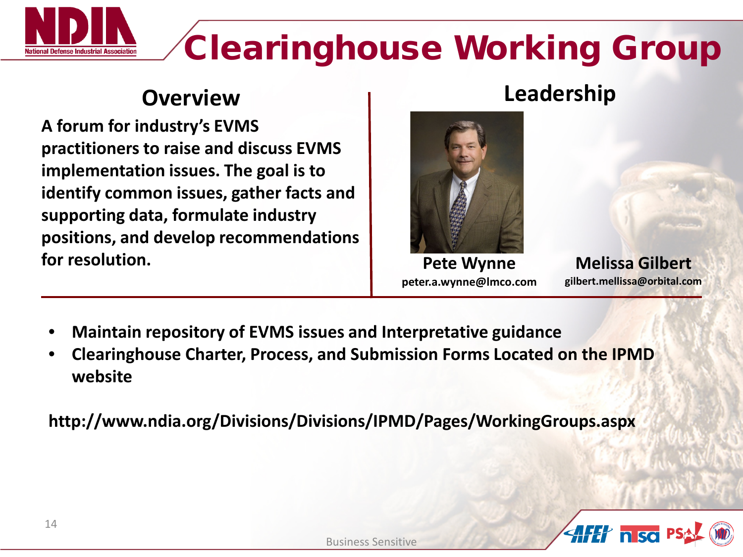# Clearinghouse Working Group

## Overview

**A forum for industry's EVMS practitioners to raise and discuss EVMS implementation issues. The goal is to identify common issues, gather facts and supporting data, formulate industry positions, and develop recommendations for resolution.**

## Leadership

**Pete Wynne**
**peter.a.wynne@lmco.com**

**Melissa Gilbert**
**gilbert.mellissa@orbital.com**

- **Maintain repository of EVMS issues and Interpretative guidance**
- **Clearinghouse Charter, Process, and Submission Forms Located on the IPMD website**

**http://www.ndia.org/Divisions/Divisions/IPMD/Pages/WorkingGroups.aspx**

Business Sensitive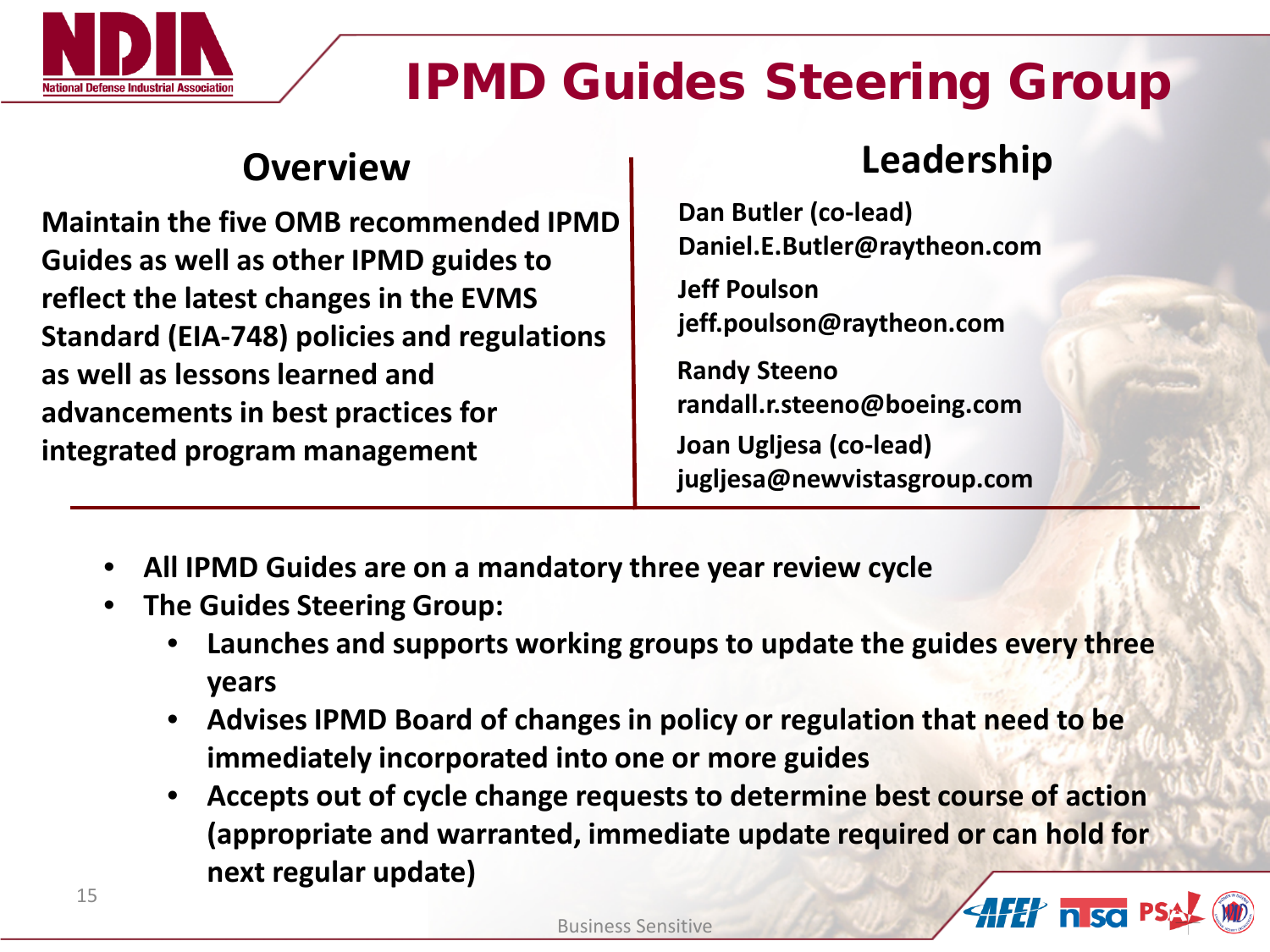# IPMD Guides Steering Group

## Overview

**Maintain the five OMB recommended IPMD Guides as well as other IPMD guides to reflect the latest changes in the EVMS Standard (EIA-748) policies and regulations as well as lessons learned and advancements in best practices for integrated program management**

## Leadership

**Dan Butler (co-lead)**
**Daniel.E.Butler@raytheon.com**

**Jeff Poulson**
**jeff.poulson@raytheon.com**

**Randy Steeno**
**randall.r.steeno@boeing.com**

**Joan Ugljesa (co-lead)**
**jugljesa@newvistasgroup.com**

- **All IPMD Guides are on a mandatory three year review cycle**
- **The Guides Steering Group:**
  - **Launches and supports working groups to update the guides every three years**
  - **Advises IPMD Board of changes in policy or regulation that need to be immediately incorporated into one or more guides**
  - **Accepts out of cycle change requests to determine best course of action (appropriate and warranted, immediate update required or can hold for next regular update)**

Business Sensitive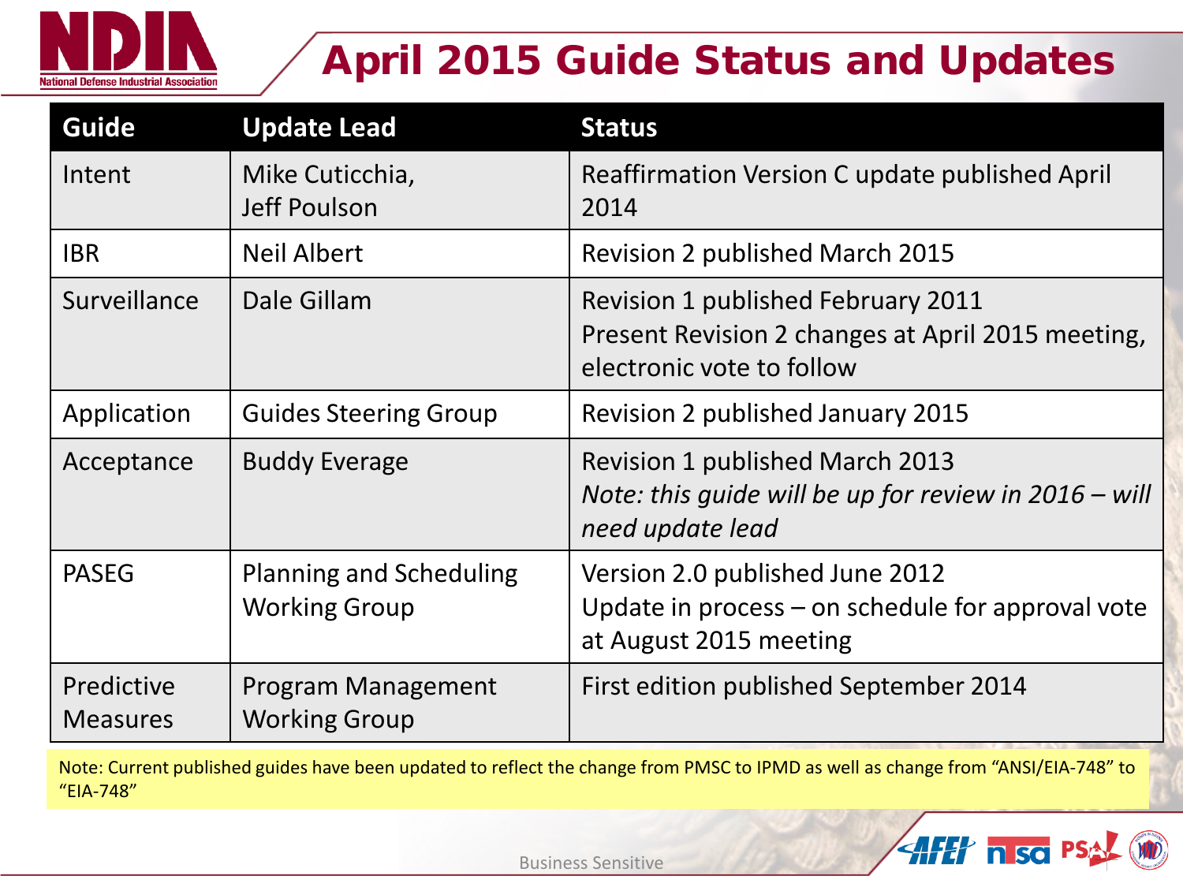# April 2015 Guide Status and Updates

| Guide | Update Lead | Status |
| --- | --- | --- |
| Intent | Mike Cuticchia, Jeff Poulson | Reaffirmation Version C update published April 2014 |
| IBR | Neil Albert | Revision 2 published March 2015 |
| Surveillance | Dale Gillam | Revision 1 published February 2011<br>Present Revision 2 changes at April 2015 meeting, electronic vote to follow |
| Application | Guides Steering Group | Revision 2 published January 2015 |
| Acceptance | Buddy Everage | Revision 1 published March 2013<br>*Note: this guide will be up for review in 2016 – will need update lead* |
| PASEG | Planning and Scheduling Working Group | Version 2.0 published June 2012<br>Update in process – on schedule for approval vote at August 2015 meeting |
| Predictive Measures | Program Management Working Group | First edition published September 2014 |

Note: Current published guides have been updated to reflect the change from PMSC to IPMD as well as change from "ANSI/EIA-748" to "EIA-748"

Business Sensitive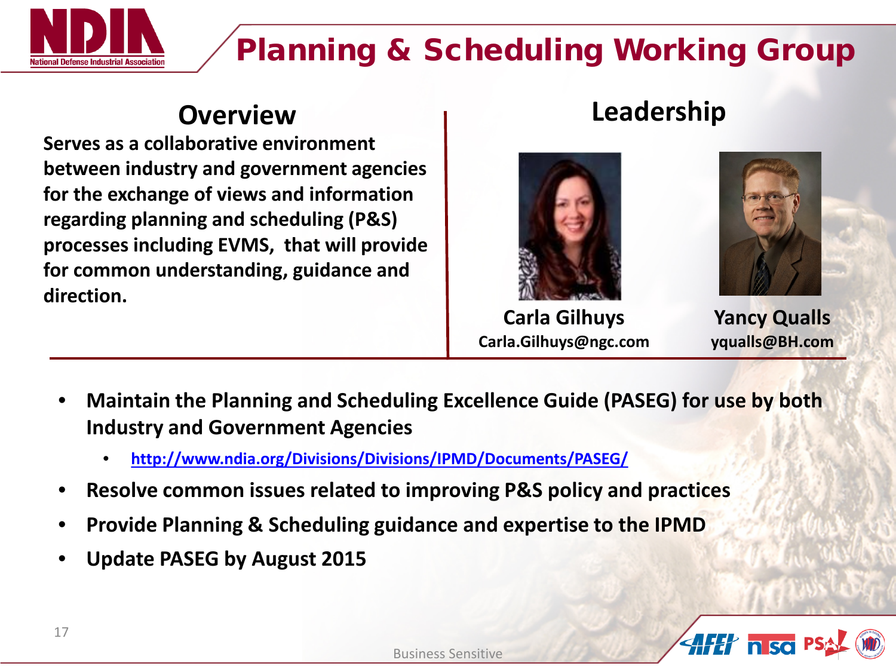# Planning & Scheduling Working Group

## Overview

**Serves as a collaborative environment between industry and government agencies for the exchange of views and information regarding planning and scheduling (P&S) processes including EVMS, that will provide for common understanding, guidance and direction.**

## Leadership

**Carla Gilhuys**
**Carla.Gilhuys@ngc.com**

**Yancy Qualls**
**yqualls@BH.com**

- **Maintain the Planning and Scheduling Excellence Guide (PASEG) for use by both Industry and Government Agencies**
  - **http://www.ndia.org/Divisions/Divisions/IPMD/Documents/PASEG/**
- **Resolve common issues related to improving P&S policy and practices**
- **Provide Planning & Scheduling guidance and expertise to the IPMD**
- **Update PASEG by August 2015**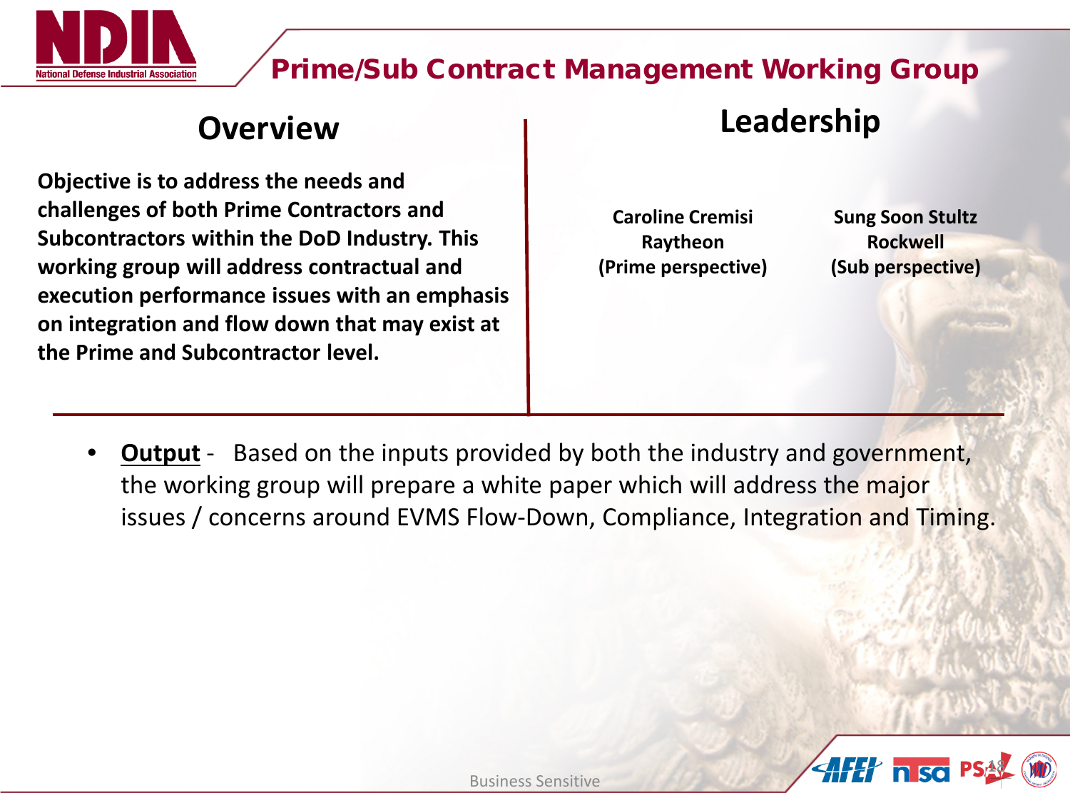# Prime/Sub Contract Management Working Group

## Overview

**Objective is to address the needs and challenges of both Prime Contractors and Subcontractors within the DoD Industry. This working group will address contractual and execution performance issues with an emphasis on integration and flow down that may exist at the Prime and Subcontractor level.**

## Leadership

| Caroline Cremisi | Sung Soon Stultz |
| --- | --- |
| Raytheon | Rockwell |
| (Prime perspective) | (Sub perspective) |

- **Output** - Based on the inputs provided by both the industry and government, the working group will prepare a white paper which will address the major issues / concerns around EVMS Flow-Down, Compliance, Integration and Timing.

Business Sensitive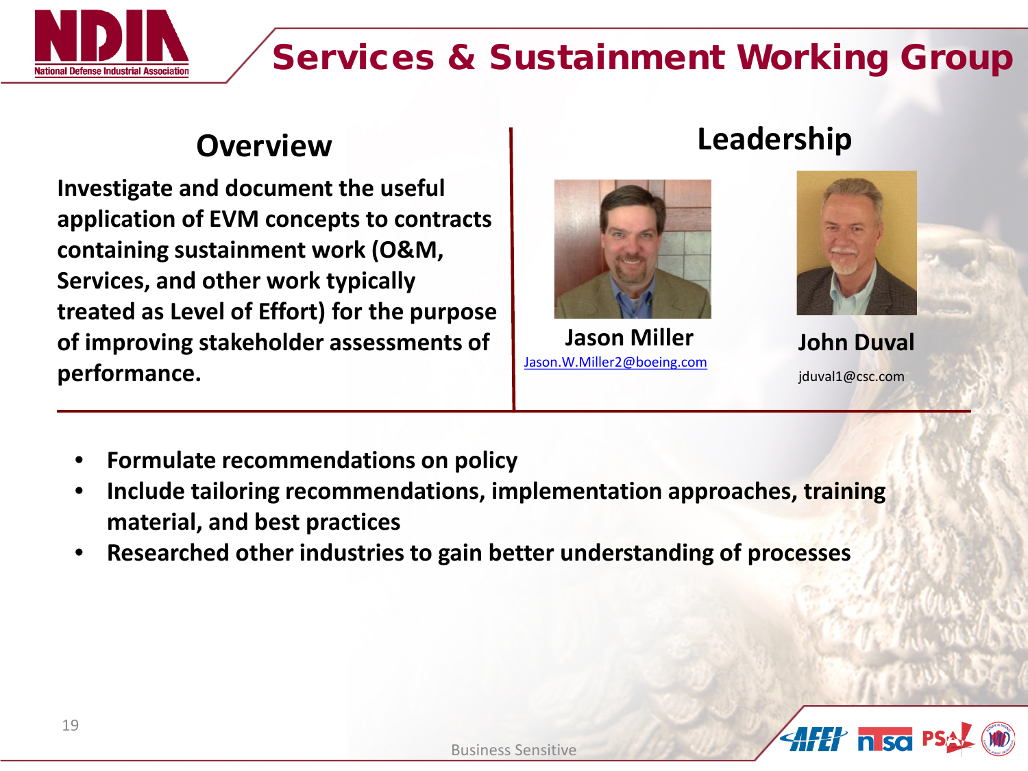# Services & Sustainment Working Group

## Overview

**Investigate and document the useful application of EVM concepts to contracts containing sustainment work (O&M, Services, and other work typically treated as Level of Effort) for the purpose of improving stakeholder assessments of performance.**

## Leadership

**Jason Miller**
Jason.W.Miller2@boeing.com

**John Duval**
jduval1@csc.com

- **Formulate recommendations on policy**
- **Include tailoring recommendations, implementation approaches, training material, and best practices**
- **Researched other industries to gain better understanding of processes**

Business Sensitive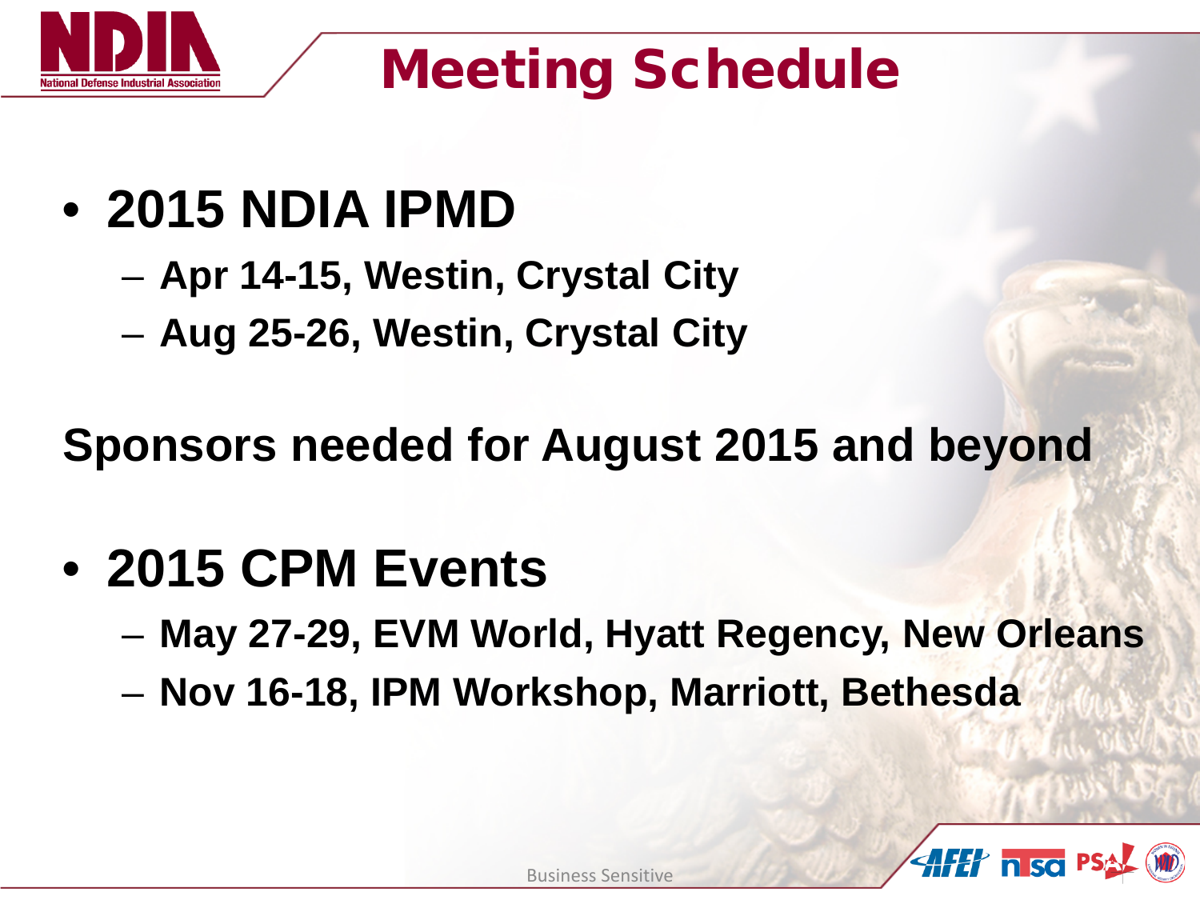# Meeting Schedule

- **2015 NDIA IPMD**
  - **Apr 14-15, Westin, Crystal City**
  - **Aug 25-26, Westin, Crystal City**

**Sponsors needed for August 2015 and beyond**

- **2015 CPM Events**
  - **May 27-29, EVM World, Hyatt Regency, New Orleans**
  - **Nov 16-18, IPM Workshop, Marriott, Bethesda**

Business Sensitive